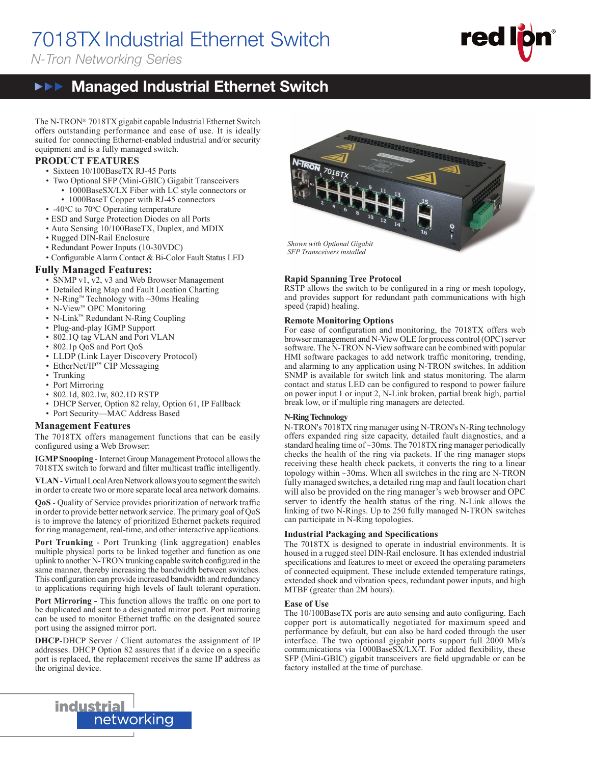# 7018TX Industrial Ethernet Switch

*N-Tron Networking Series*

## Managed Industrial Ethernet Switch

The N-TRON® 7018TX gigabit capable Industrial Ethernet Switch offers outstanding performance and ease of use. It is ideally suited for connecting Ethernet-enabled industrial and/or security equipment and is a fully managed switch.

### PRODUCT FEATURES

- Sixteen 10/100BaseTX RJ-45 Ports
- Two Optional SFP (Mini-GBIC) Gigabit Transceivers
  - 1000BaseSX/LX Fiber with LC style connectors or
  - 1000BaseT Copper with RJ-45 connectors
- -40ºC to 70ºC Operating temperature
- ESD and Surge Protection Diodes on all Ports
- Auto Sensing 10/100BaseTX, Duplex, and MDIX
- Rugged DIN-Rail Enclosure
- Redundant Power Inputs (10-30VDC)
- Configurable Alarm Contact & Bi-Color Fault Status LED

### Fully Managed Features:

- SNMP v1, v2, v3 and Web Browser Management
- Detailed Ring Map and Fault Location Charting
- N-Ring™ Technology with ~30ms Healing
- N-View™ OPC Monitoring
- N-Link™ Redundant N-Ring Coupling
- Plug-and-play IGMP Support
- 802.1Q tag VLAN and Port VLAN
- 802.1p QoS and Port QoS
- LLDP (Link Layer Discovery Protocol)
- EtherNet/IP™ CIP Messaging
- Trunking
- Port Mirroring
- 802.1d, 802.1w, 802.1D RSTP
- DHCP Server, Option 82 relay, Option 61, IP Fallback
- Port Security—MAC Address Based

### Management Features

The 7018TX offers management functions that can be easily configured using a Web Browser:

**IGMP Snooping** - Internet Group Management Protocol allows the 7018TX switch to forward and filter multicast traffic intelligently.

**VLAN** - Virtual Local Area Network allows you to segment the switch in order to create two or more separate local area network domains.

**QoS** - Quality of Service provides prioritization of network traffic in order to provide better network service. The primary goal of QoS is to improve the latency of prioritized Ethernet packets required for ring management, real-time, and other interactive applications.

**Port Trunking** - Port Trunking (link aggregation) enables multiple physical ports to be linked together and function as one uplink to another N-TRON trunking capable switch configured in the same manner, thereby increasing the bandwidth between switches. This configuration can provide increased bandwidth and redundancy to applications requiring high levels of fault tolerant operation.

**Port Mirroring -** This function allows the traffic on one port to be duplicated and sent to a designated mirror port. Port mirroring can be used to monitor Ethernet traffic on the designated source port using the assigned mirror port.

**DHCP**-DHCP Server / Client automates the assignment of IP addresses. DHCP Option 82 assures that if a device on a specific port is replaced, the replacement receives the same IP address as the original device.

*Shown with Optional Gigabit SFP Transceivers installed*

### Rapid Spanning Tree Protocol

RSTP allows the switch to be configured in a ring or mesh topology, and provides support for redundant path communications with high speed (rapid) healing.

### Remote Monitoring Options

For ease of configuration and monitoring, the 7018TX offers web browser management and N-View OLE for process control (OPC) server software. The N-TRON N-View software can be combined with popular HMI software packages to add network traffic monitoring, trending, and alarming to any application using N-TRON switches. In addition SNMP is available for switch link and status monitoring. The alarm contact and status LED can be configured to respond to power failure on power input 1 or input 2, N-Link broken, partial break high, partial break low, or if multiple ring managers are detected.

### N-Ring Technology

N-TRON's 7018TX ring manager using N-TRON's N-Ring technology offers expanded ring size capacity, detailed fault diagnostics, and a standard healing time of ~30ms. The 7018TX ring manager periodically checks the health of the ring via packets. If the ring manager stops receiving these health check packets, it converts the ring to a linear topology within ~30ms. When all switches in the ring are N-TRON fully managed switches, a detailed ring map and fault location chart will also be provided on the ring manager's web browser and OPC server to identify the health status of the ring. N-Link allows the linking of two N-Rings. Up to 250 fully managed N-TRON switches can participate in N-Ring topologies.

### Industrial Packaging and Specifications

The 7018TX is designed to operate in industrial environments. It is housed in a rugged steel DIN-Rail enclosure. It has extended industrial specifications and features to meet or exceed the operating parameters of connected equipment. These include extended temperature ratings, extended shock and vibration specs, redundant power inputs, and high MTBF (greater than 2M hours).

### Ease of Use

The 10/100BaseTX ports are auto sensing and auto configuring. Each copper port is automatically negotiated for maximum speed and performance by default, but can also be hard coded through the user interface. The two optional gigabit ports support full 2000 Mb/s communications via 1000BaseSX/LX/T. For added flexibility, these SFP (Mini-GBIC) gigabit transceivers are field upgradeable or can be factory installed at the time of purchase.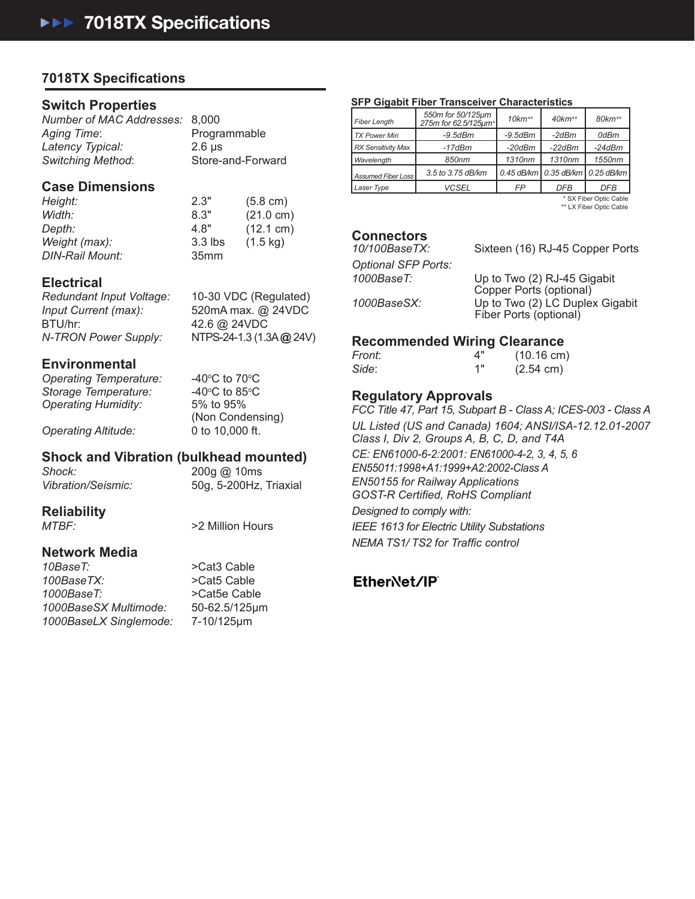# 7018TX Specifications

## 7018TX Specifications

### Switch Properties

*Number of MAC Addresses:* 8,000
*Aging Time*: Programmable
*Latency Typical:* 2.6 µs
*Switching Method*: Store-and-Forward

### Case Dimensions

*Height:* 2.3" (5.8 cm)
*Width:* 8.3" (21.0 cm)
*Depth:* 4.8" (12.1 cm)
*Weight (max):* 3.3 lbs (1.5 kg)
*DIN-Rail Mount:* 35mm

### Electrical

*Redundant Input Voltage:* 10-30 VDC (Regulated)
*Input Current (max):* 520mA max. @ 24VDC
BTU/hr: 42.6 @ 24VDC
*N-TRON Power Supply:* NTPS-24-1.3 (1.3A @ 24V)

### Environmental

*Operating Temperature:* -40°C to 70°C
*Storage Temperature:* -40°C to 85°C
*Operating Humidity:* 5% to 95% (Non Condensing)
*Operating Altitude:* 0 to 10,000 ft.

### Shock and Vibration (bulkhead mounted)

*Shock:* 200g @ 10ms
*Vibration/Seismic:* 50g, 5-200Hz, Triaxial

### Reliability

*MTBF:* >2 Million Hours

### Network Media

*10BaseT:* >Cat3 Cable
*100BaseTX:* >Cat5 Cable
*1000BaseT:* >Cat5e Cable
*1000BaseSX Multimode:* 50-62.5/125µm
*1000BaseLX Singlemode:* 7-10/125µm

### SFP Gigabit Fiber Transceiver Characteristics

| Fiber Length | 550m for 50/125µm 275m for 62.5/125µm* | 10km** | 40km** | 80km** |
|---|---|---|---|---|
| TX Power Min | -9.5dBm | -9.5dBm | -2dBm | 0dBm |
| RX Sensitivity Max | -17dBm | -20dBm | -22dBm | -24dBm |
| Wavelength | 850nm | 1310nm | 1310nm | 1550nm |
| Assumed Fiber Loss | 3.5 to 3.75 dB/km | 0.45 dB/km | 0.35 dB/km | 0.25 dB/km |
| Laser Type | VCSEL | FP | DFB | DFB |

* SX Fiber Optic Cable
** LX Fiber Optic Cable

### Connectors

*10/100BaseTX:* Sixteen (16) RJ-45 Copper Ports

*Optional SFP Ports:*
*1000BaseT:* Up to Two (2) RJ-45 Gigabit Copper Ports (optional)
*1000BaseSX:* Up to Two (2) LC Duplex Gigabit Fiber Ports (optional)

### Recommended Wiring Clearance

*Front*: 4" (10.16 cm)
*Side*: 1" (2.54 cm)

### Regulatory Approvals

*FCC Title 47, Part 15, Subpart B - Class A; ICES-003 - Class A*

*UL Listed (US and Canada) 1604; ANSI/ISA-12.12.01-2007 Class I, Div 2, Groups A, B, C, D, and T4A*

*CE: EN61000-6-2:2001: EN61000-4-2, 3, 4, 5, 6*
*EN55011:1998+A1:1999+A2:2002-Class A*
*EN50155 for Railway Applications*
*GOST-R Certified, RoHS Compliant*

*Designed to comply with:*

*IEEE 1613 for Electric Utility Substations*

*NEMA TS1/ TS2 for Traffic control*

EtherNet/IP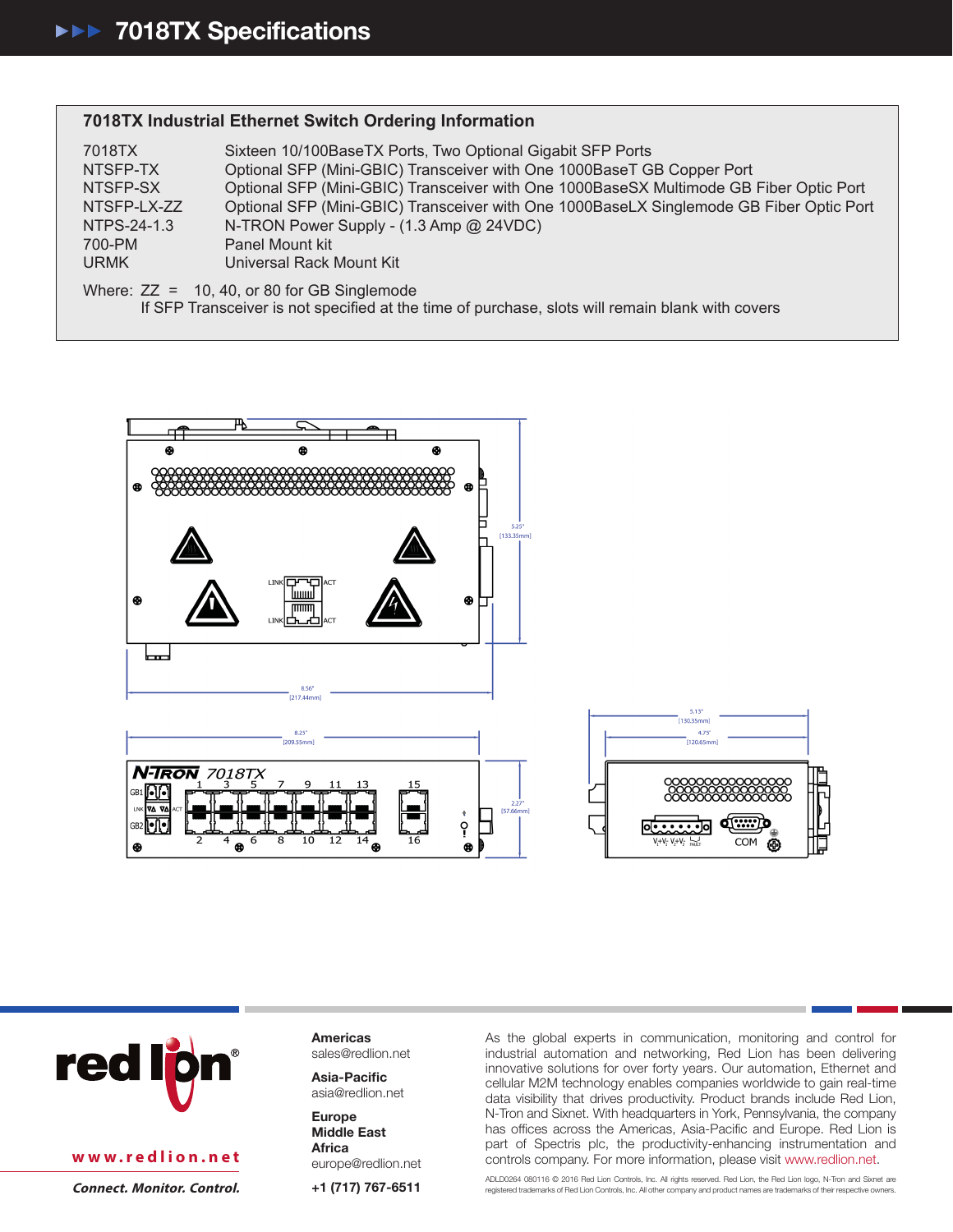# 7018TX Specifications

## 7018TX Industrial Ethernet Switch Ordering Information

| | |
|---|---|
| 7018TX | Sixteen 10/100BaseTX Ports, Two Optional Gigabit SFP Ports |
| NTSFP-TX | Optional SFP (Mini-GBIC) Transceiver with One 1000BaseT GB Copper Port |
| NTSFP-SX | Optional SFP (Mini-GBIC) Transceiver with One 1000BaseSX Multimode GB Fiber Optic Port |
| NTSFP-LX-ZZ | Optional SFP (Mini-GBIC) Transceiver with One 1000BaseLX Singlemode GB Fiber Optic Port |
| NTPS-24-1.3 | N-TRON Power Supply - (1.3 Amp @ 24VDC) |
| 700-PM | Panel Mount kit |
| URMK | Universal Rack Mount Kit |

Where: ZZ = 10, 40, or 80 for GB Singlemode
If SFP Transceiver is not specified at the time of purchase, slots will remain blank with covers

5.25"
[133.35mm]

8.56"
[217.44mm]

8.25"
[209.55mm]

2.27"
[57.66mm]

5.13"
[130.35mm]

4.75"
[120.65mm]

N-TRON 7018TX

COM

**Americas**
sales@redlion.net

**Asia-Pacific**
asia@redlion.net

**Europe**
**Middle East**
**Africa**
europe@redlion.net

**+1 (717) 767-6511**

As the global experts in communication, monitoring and control for industrial automation and networking, Red Lion has been delivering innovative solutions for over forty years. Our automation, Ethernet and cellular M2M technology enables companies worldwide to gain real-time data visibility that drives productivity. Product brands include Red Lion, N-Tron and Sixnet. With headquarters in York, Pennsylvania, the company has offices across the Americas, Asia-Pacific and Europe. Red Lion is part of Spectris plc, the productivity-enhancing instrumentation and controls company. For more information, please visit www.redlion.net.

ADLD0264 080116 © 2016 Red Lion Controls, Inc. All rights reserved. Red Lion, the Red Lion logo, N-Tron and Sixnet are registered trademarks of Red Lion Controls, Inc. All other company and product names are trademarks of their respective owners.

www.redlion.net

*Connect. Monitor. Control.*